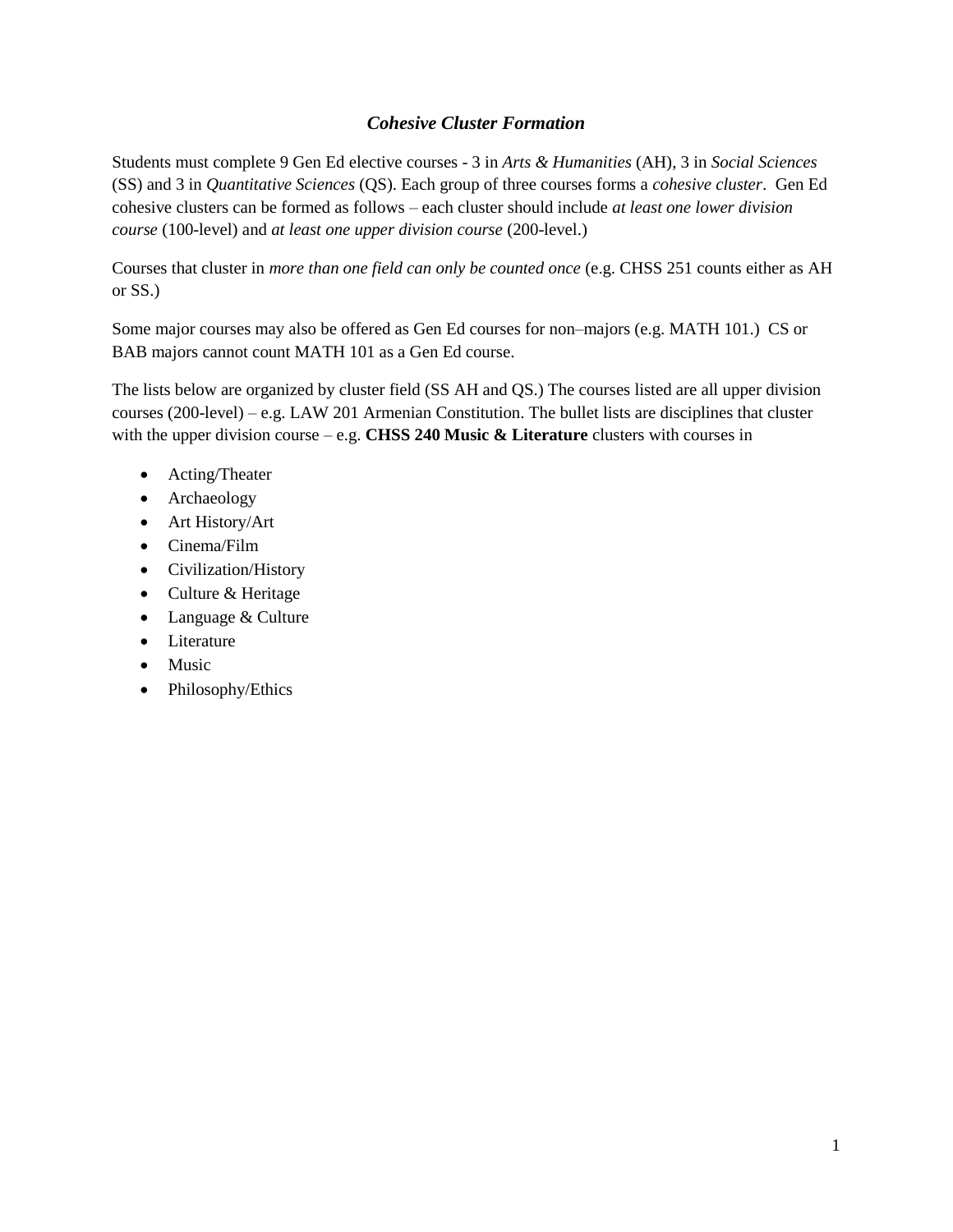# *Cohesive Cluster Formation*

Students must complete 9 Gen Ed elective courses - 3 in *Arts & Humanities* (AH), 3 in *Social Sciences* (SS) and 3 in *Quantitative Sciences* (QS). Each group of three courses forms a *cohesive cluster*. Gen Ed cohesive clusters can be formed as follows – each cluster should include *at least one lower division course* (100-level) and *at least one upper division course* (200-level.)

Courses that cluster in *more than one field can only be counted once* (e.g. CHSS 251 counts either as AH or SS.)

Some major courses may also be offered as Gen Ed courses for non–majors (e.g. MATH 101.) CS or BAB majors cannot count MATH 101 as a Gen Ed course.

The lists below are organized by cluster field (SS AH and QS.) The courses listed are all upper division courses (200-level) – e.g. LAW 201 Armenian Constitution. The bullet lists are disciplines that cluster with the upper division course – e.g. **CHSS 240 Music & Literature** clusters with courses in

- Acting/Theater
- Archaeology
- Art History/Art
- Cinema/Film
- Civilization/History
- Culture & Heritage
- Language & Culture
- Literature
- Music
- Philosophy/Ethics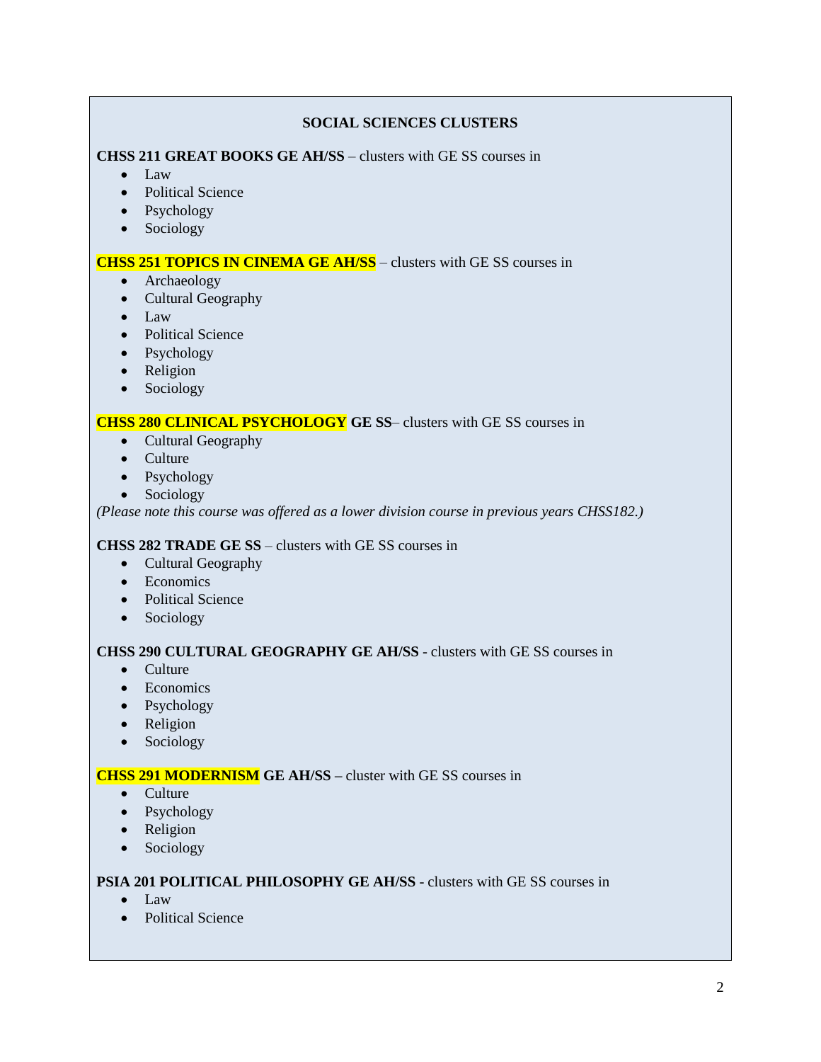## SOCIAL SCIENCES CLUSTERS

**CHSS 211 GREAT BOOKS GE AH/SS** – clusters with GE SS courses in

- Law
- Political Science
- Psychology
- Sociology

**CHSS 251 TOPICS IN CINEMA GE AH/SS** – clusters with GE SS courses in

- Archaeology
- Cultural Geography
- Law
- Political Science
- Psychology
- Religion
- Sociology

**CHSS 280 CLINICAL PSYCHOLOGY GE SS**– clusters with GE SS courses in

- Cultural Geography
- Culture
- Psychology
- Sociology

*(Please note this course was offered as a lower division course in previous years CHSS182.)*

**CHSS 282 TRADE GE SS** – clusters with GE SS courses in

- Cultural Geography
- Economics
- Political Science
- Sociology

**CHSS 290 CULTURAL GEOGRAPHY GE AH/SS** - clusters with GE SS courses in

- Culture
- Economics
- Psychology
- Religion
- Sociology

**CHSS 291 MODERNISM GE AH/SS –** cluster with GE SS courses in

- Culture
- Psychology
- Religion
- Sociology

**PSIA 201 POLITICAL PHILOSOPHY GE AH/SS** - clusters with GE SS courses in

- Law
- Political Science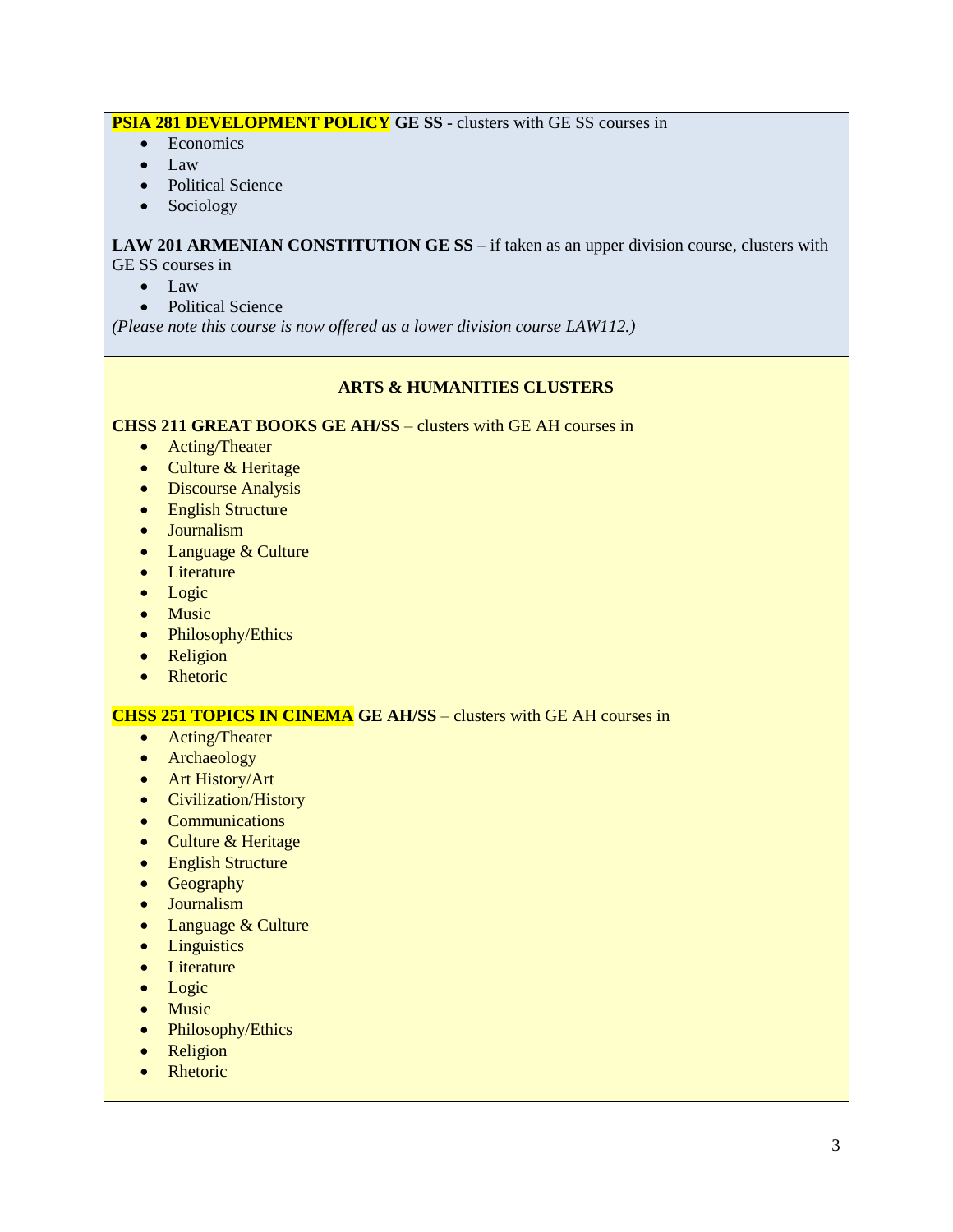**PSIA 281 DEVELOPMENT POLICY GE SS** - clusters with GE SS courses in

- Economics
- Law
- Political Science
- Sociology

**LAW 201 ARMENIAN CONSTITUTION GE SS** – if taken as an upper division course, clusters with GE SS courses in

- Law
- Political Science

*(Please note this course is now offered as a lower division course LAW112.)*

## ARTS & HUMANITIES CLUSTERS

**CHSS 211 GREAT BOOKS GE AH/SS** – clusters with GE AH courses in

- Acting/Theater
- Culture & Heritage
- Discourse Analysis
- English Structure
- Journalism
- Language & Culture
- Literature
- Logic
- Music
- Philosophy/Ethics
- Religion
- Rhetoric

**CHSS 251 TOPICS IN CINEMA GE AH/SS** – clusters with GE AH courses in

- Acting/Theater
- Archaeology
- Art History/Art
- Civilization/History
- Communications
- Culture & Heritage
- English Structure
- Geography
- Journalism
- Language & Culture
- Linguistics
- Literature
- Logic
- Music
- Philosophy/Ethics
- Religion
- Rhetoric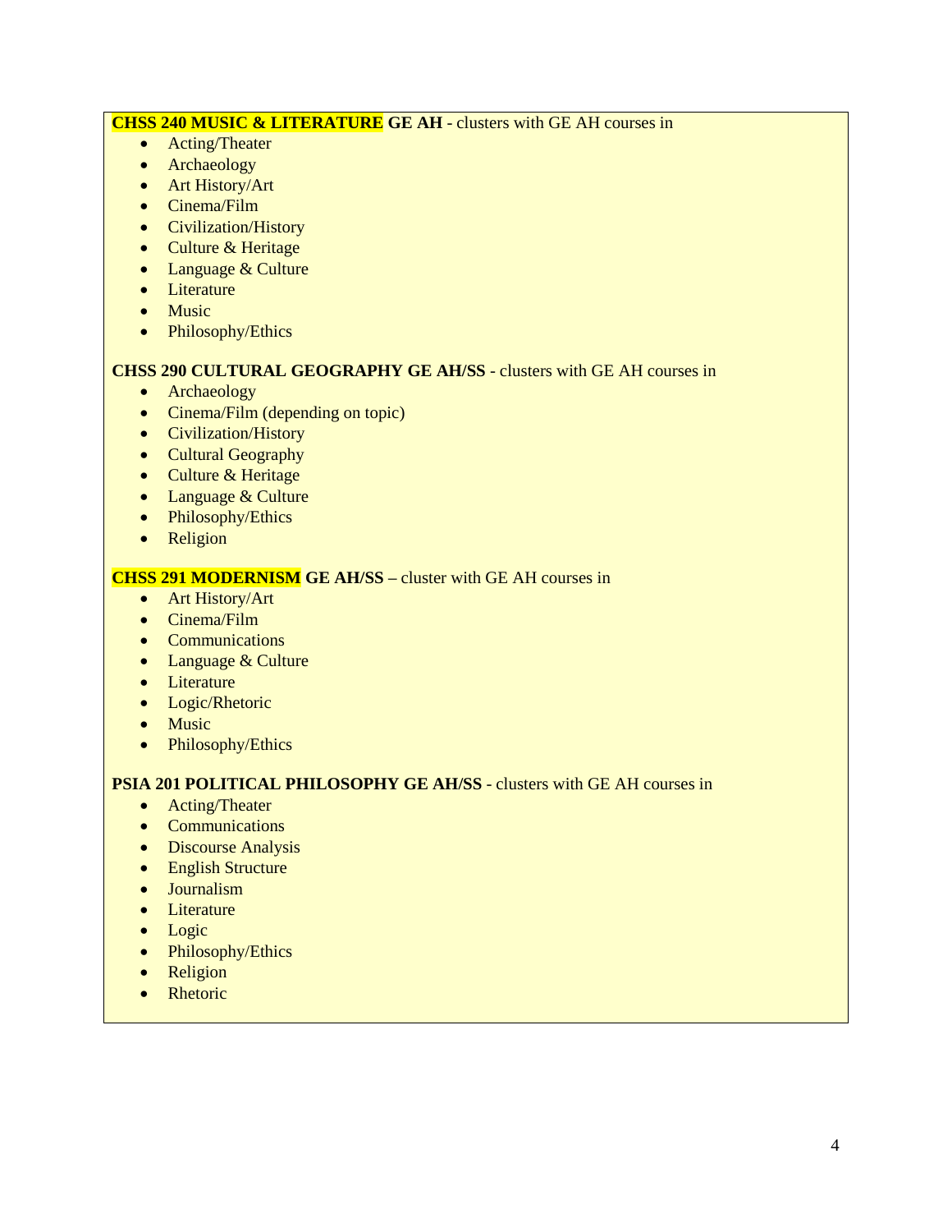**CHSS 240 MUSIC & LITERATURE GE AH** - clusters with GE AH courses in

- Acting/Theater
- Archaeology
- Art History/Art
- Cinema/Film
- Civilization/History
- Culture & Heritage
- Language & Culture
- Literature
- Music
- Philosophy/Ethics

**CHSS 290 CULTURAL GEOGRAPHY GE AH/SS** - clusters with GE AH courses in

- Archaeology
- Cinema/Film (depending on topic)
- Civilization/History
- Cultural Geography
- Culture & Heritage
- Language & Culture
- Philosophy/Ethics
- Religion

**CHSS 291 MODERNISM GE AH/SS** – cluster with GE AH courses in

- Art History/Art
- Cinema/Film
- Communications
- Language & Culture
- Literature
- Logic/Rhetoric
- Music
- Philosophy/Ethics

**PSIA 201 POLITICAL PHILOSOPHY GE AH/SS** - clusters with GE AH courses in

- Acting/Theater
- Communications
- Discourse Analysis
- English Structure
- Journalism
- Literature
- Logic
- Philosophy/Ethics
- Religion
- Rhetoric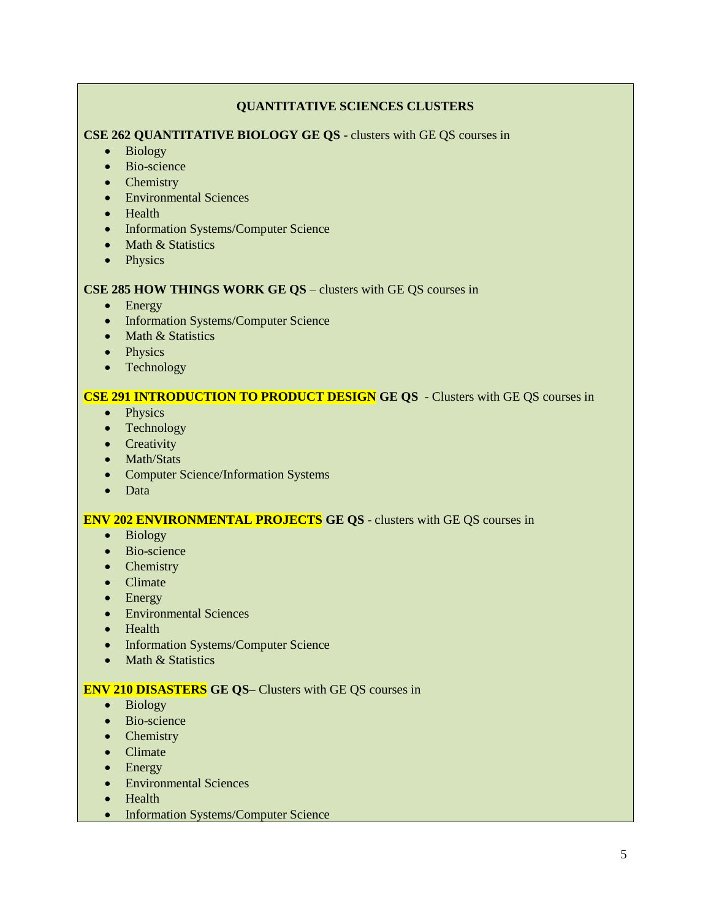**QUANTITATIVE SCIENCES CLUSTERS**

**CSE 262 QUANTITATIVE BIOLOGY GE QS** - clusters with GE QS courses in

- Biology
- Bio-science
- Chemistry
- Environmental Sciences
- Health
- Information Systems/Computer Science
- Math & Statistics
- Physics

**CSE 285 HOW THINGS WORK GE QS** – clusters with GE QS courses in

- Energy
- Information Systems/Computer Science
- Math & Statistics
- Physics
- Technology

**CSE 291 INTRODUCTION TO PRODUCT DESIGN GE QS** - Clusters with GE QS courses in

- Physics
- Technology
- Creativity
- Math/Stats
- Computer Science/Information Systems
- Data

**ENV 202 ENVIRONMENTAL PROJECTS GE QS** - clusters with GE QS courses in

- Biology
- Bio-science
- Chemistry
- Climate
- Energy
- Environmental Sciences
- Health
- Information Systems/Computer Science
- Math & Statistics

**ENV 210 DISASTERS GE QS**– Clusters with GE QS courses in

- Biology
- Bio-science
- Chemistry
- Climate
- Energy
- Environmental Sciences
- Health
- Information Systems/Computer Science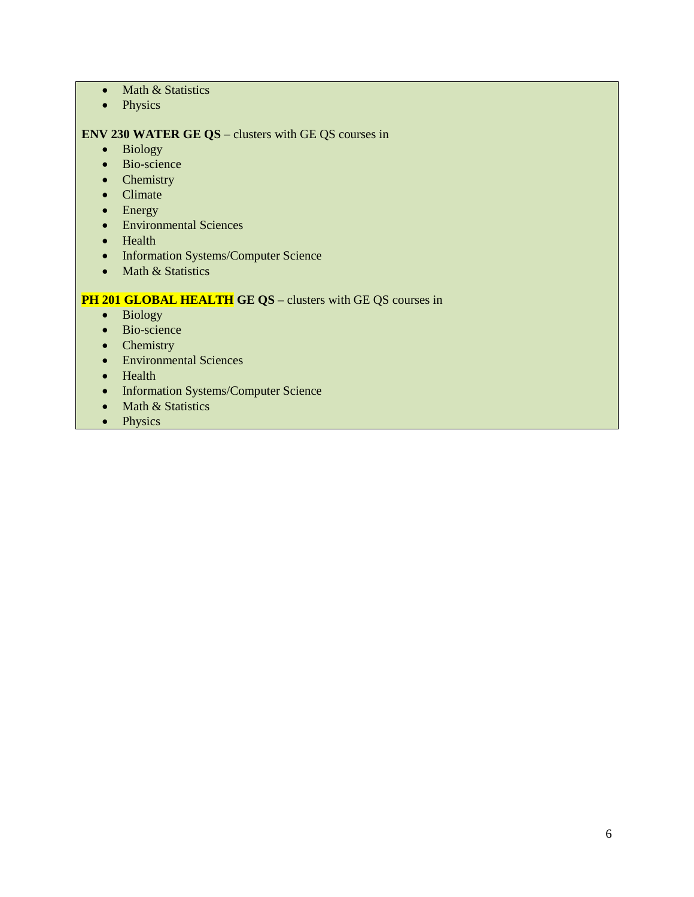- Math & Statistics
- Physics

**ENV 230 WATER GE QS** – clusters with GE QS courses in

- Biology
- Bio-science
- Chemistry
- Climate
- Energy
- Environmental Sciences
- Health
- Information Systems/Computer Science
- Math & Statistics

**PH 201 GLOBAL HEALTH GE QS –** clusters with GE QS courses in

- Biology
- Bio-science
- Chemistry
- Environmental Sciences
- Health
- Information Systems/Computer Science
- Math & Statistics
- Physics